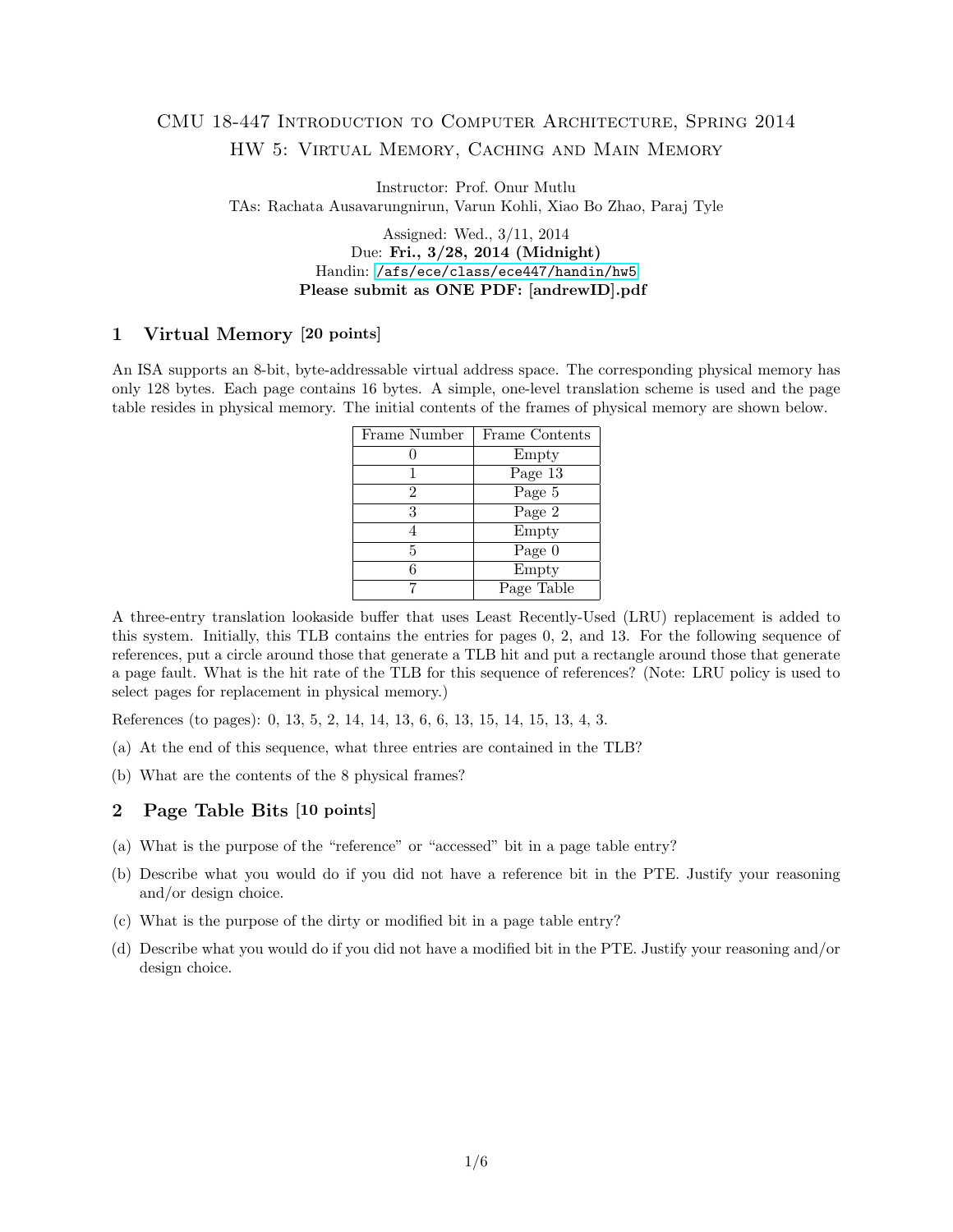# CMU 18-447 Introduction to Computer Architecture, Spring 2014

## HW 5: Virtual Memory, Caching and Main Memory

Instructor: Prof. Onur Mutlu

TAs: Rachata Ausavarungnirun, Varun Kohli, Xiao Bo Zhao, Paraj Tyle

Assigned: Wed., 3/11, 2014

Due: **Fri., 3/28, 2014 (Midnight)**

Handin: /afs/ece/class/ece447/handin/hw5

**Please submit as ONE PDF: [andrewID].pdf**

## 1 Virtual Memory [20 points]

An ISA supports an 8-bit, byte-addressable virtual address space. The corresponding physical memory has only 128 bytes. Each page contains 16 bytes. A simple, one-level translation scheme is used and the page table resides in physical memory. The initial contents of the frames of physical memory are shown below.

| Frame Number | Frame Contents |
|---|---|
| 0 | Empty |
| 1 | Page 13 |
| 2 | Page 5 |
| 3 | Page 2 |
| 4 | Empty |
| 5 | Page 0 |
| 6 | Empty |
| 7 | Page Table |

A three-entry translation lookaside buffer that uses Least Recently-Used (LRU) replacement is added to this system. Initially, this TLB contains the entries for pages 0, 2, and 13. For the following sequence of references, put a circle around those that generate a TLB hit and put a rectangle around those that generate a page fault. What is the hit rate of the TLB for this sequence of references? (Note: LRU policy is used to select pages for replacement in physical memory.)

References (to pages): 0, 13, 5, 2, 14, 14, 13, 6, 6, 13, 15, 14, 15, 13, 4, 3.

(a) At the end of this sequence, what three entries are contained in the TLB?

(b) What are the contents of the 8 physical frames?

## 2 Page Table Bits [10 points]

(a) What is the purpose of the "reference" or "accessed" bit in a page table entry?

(b) Describe what you would do if you did not have a reference bit in the PTE. Justify your reasoning and/or design choice.

(c) What is the purpose of the dirty or modified bit in a page table entry?

(d) Describe what you would do if you did not have a modified bit in the PTE. Justify your reasoning and/or design choice.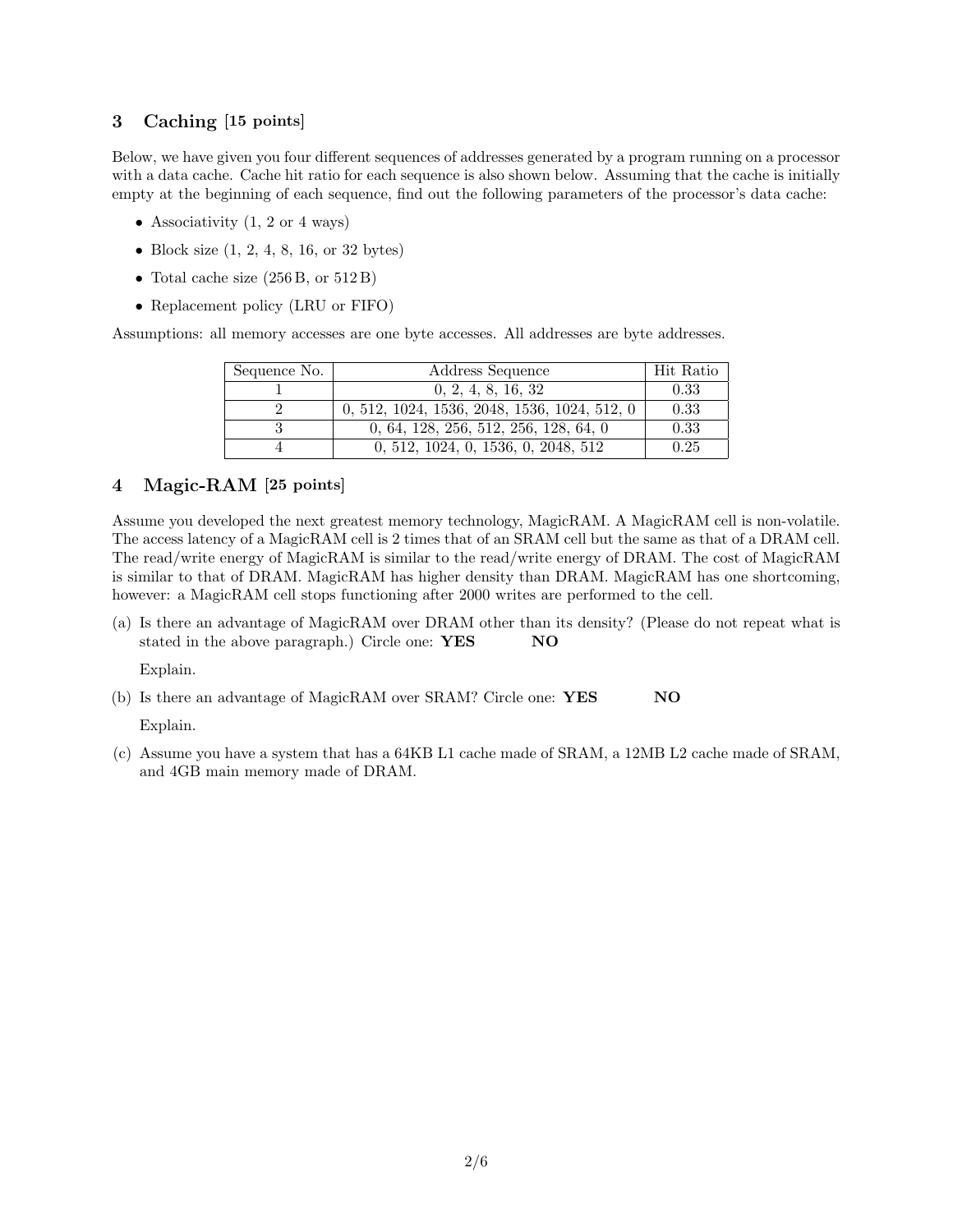## 3 Caching [15 points]

Below, we have given you four different sequences of addresses generated by a program running on a processor with a data cache. Cache hit ratio for each sequence is also shown below. Assuming that the cache is initially empty at the beginning of each sequence, find out the following parameters of the processor's data cache:

- Associativity (1, 2 or 4 ways)
- Block size (1, 2, 4, 8, 16, or 32 bytes)
- Total cache size (256 B, or 512 B)
- Replacement policy (LRU or FIFO)

Assumptions: all memory accesses are one byte accesses. All addresses are byte addresses.

| Sequence No. | Address Sequence | Hit Ratio |
|---|---|---|
| 1 | 0, 2, 4, 8, 16, 32 | 0.33 |
| 2 | 0, 512, 1024, 1536, 2048, 1536, 1024, 512, 0 | 0.33 |
| 3 | 0, 64, 128, 256, 512, 256, 128, 64, 0 | 0.33 |
| 4 | 0, 512, 1024, 0, 1536, 0, 2048, 512 | 0.25 |

## 4 Magic-RAM [25 points]

Assume you developed the next greatest memory technology, MagicRAM. A MagicRAM cell is non-volatile. The access latency of a MagicRAM cell is 2 times that of an SRAM cell but the same as that of a DRAM cell. The read/write energy of MagicRAM is similar to the read/write energy of DRAM. The cost of MagicRAM is similar to that of DRAM. MagicRAM has higher density than DRAM. MagicRAM has one shortcoming, however: a MagicRAM cell stops functioning after 2000 writes are performed to the cell.

(a) Is there an advantage of MagicRAM over DRAM other than its density? (Please do not repeat what is stated in the above paragraph.) Circle one: **YES** **NO**

Explain.

(b) Is there an advantage of MagicRAM over SRAM? Circle one: **YES** **NO**

Explain.

(c) Assume you have a system that has a 64KB L1 cache made of SRAM, a 12MB L2 cache made of SRAM, and 4GB main memory made of DRAM.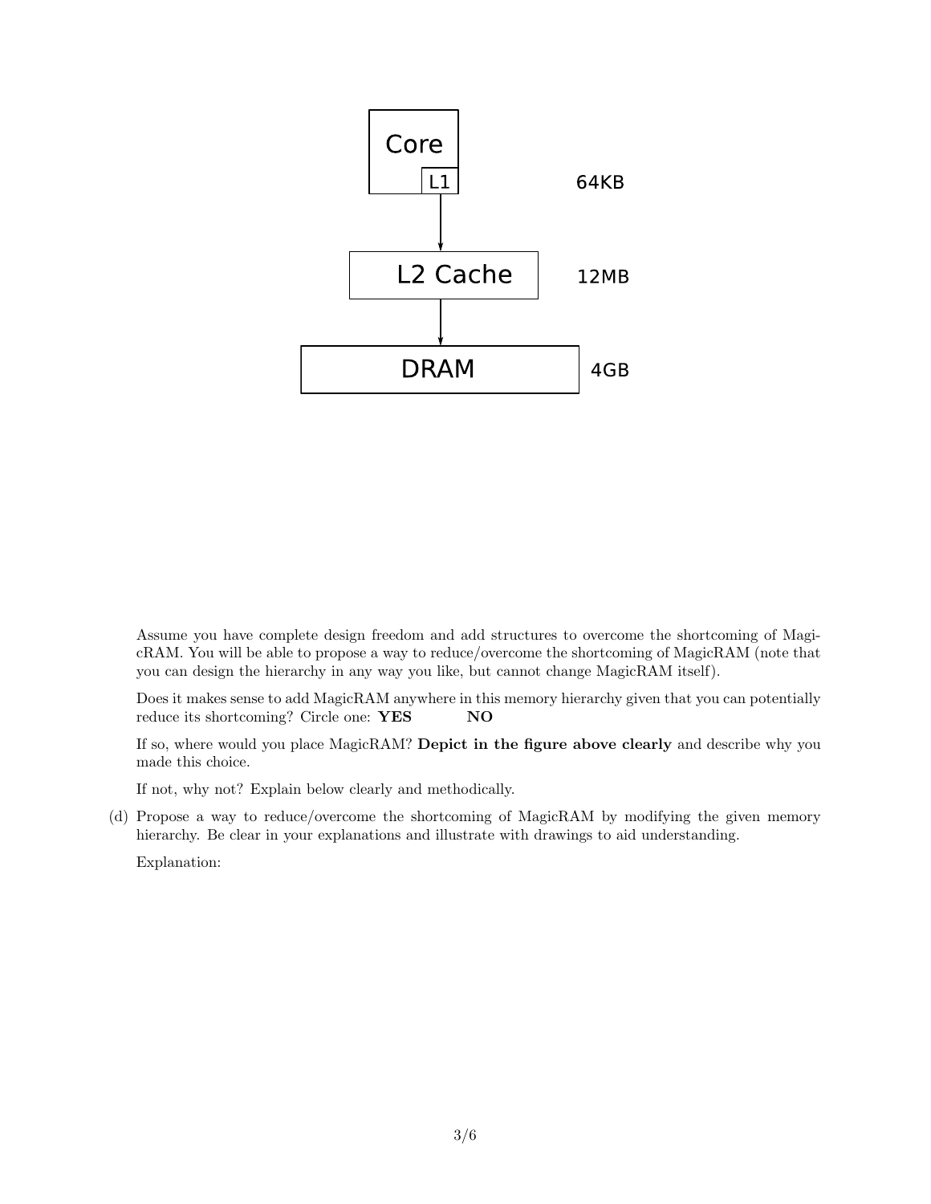Core

L1 — 64KB

L2 Cache — 12MB

DRAM — 4GB

Assume you have complete design freedom and add structures to overcome the shortcoming of MagicRAM. You will be able to propose a way to reduce/overcome the shortcoming of MagicRAM (note that you can design the hierarchy in any way you like, but cannot change MagicRAM itself).

Does it makes sense to add MagicRAM anywhere in this memory hierarchy given that you can potentially reduce its shortcoming? Circle one: **YES** **NO**

If so, where would you place MagicRAM? **Depict in the figure above clearly** and describe why you made this choice.

If not, why not? Explain below clearly and methodically.

(d) Propose a way to reduce/overcome the shortcoming of MagicRAM by modifying the given memory hierarchy. Be clear in your explanations and illustrate with drawings to aid understanding.

Explanation: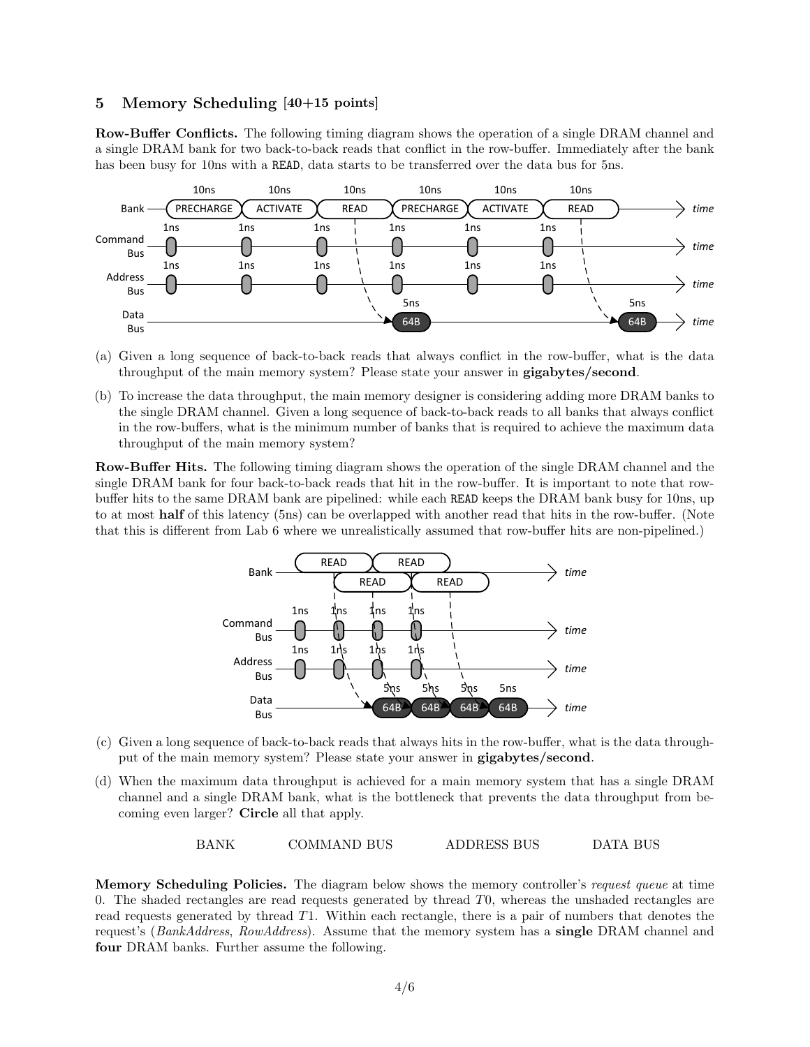## 5 Memory Scheduling [40+15 points]

**Row-Buffer Conflicts.** The following timing diagram shows the operation of a single DRAM channel and a single DRAM bank for two back-to-back reads that conflict in the row-buffer. Immediately after the bank has been busy for 10ns with a READ, data starts to be transferred over the data bus for 5ns.

(a) Given a long sequence of back-to-back reads that always conflict in the row-buffer, what is the data throughput of the main memory system? Please state your answer in **gigabytes/second**.

(b) To increase the data throughput, the main memory designer is considering adding more DRAM banks to the single DRAM channel. Given a long sequence of back-to-back reads to all banks that always conflict in the row-buffers, what is the minimum number of banks that is required to achieve the maximum data throughput of the main memory system?

**Row-Buffer Hits.** The following timing diagram shows the operation of the single DRAM channel and the single DRAM bank for four back-to-back reads that hit in the row-buffer. It is important to note that row-buffer hits to the same DRAM bank are pipelined: while each READ keeps the DRAM bank busy for 10ns, up to at most **half** of this latency (5ns) can be overlapped with another read that hits in the row-buffer. (Note that this is different from Lab 6 where we unrealistically assumed that row-buffer hits are non-pipelined.)

(c) Given a long sequence of back-to-back reads that always hits in the row-buffer, what is the data throughput of the main memory system? Please state your answer in **gigabytes/second**.

(d) When the maximum data throughput is achieved for a main memory system that has a single DRAM channel and a single DRAM bank, what is the bottleneck that prevents the data throughput from becoming even larger? **Circle** all that apply.

BANK COMMAND BUS ADDRESS BUS DATA BUS

**Memory Scheduling Policies.** The diagram below shows the memory controller's *request queue* at time 0. The shaded rectangles are read requests generated by thread $T0$, whereas the unshaded rectangles are read requests generated by thread $T1$. Within each rectangle, there is a pair of numbers that denotes the request's (*BankAddress*, *RowAddress*). Assume that the memory system has a **single** DRAM channel and **four** DRAM banks. Further assume the following.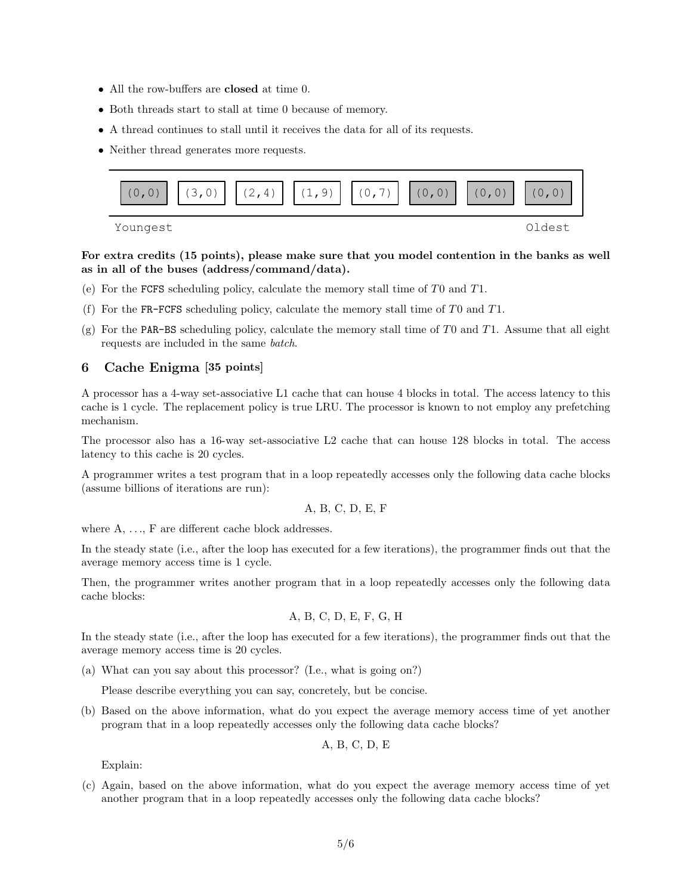- All the row-buffers are **closed** at time 0.
- Both threads start to stall at time 0 because of memory.
- A thread continues to stall until it receives the data for all of its requests.
- Neither thread generates more requests.

| (0,0) | (3,0) | (2,4) | (1,9) | (0,7) | (0,0) | (0,0) | (0,0) |
|---|---|---|---|---|---|---|---|

Youngest ... Oldest

**For extra credits (15 points), please make sure that you model contention in the banks as well as in all of the buses (address/command/data).**

(e) For the FCFS scheduling policy, calculate the memory stall time of $T0$ and $T1$.

(f) For the FR-FCFS scheduling policy, calculate the memory stall time of $T0$ and $T1$.

(g) For the PAR-BS scheduling policy, calculate the memory stall time of $T0$ and $T1$. Assume that all eight requests are included in the same *batch*.

## 6 Cache Enigma [35 points]

A processor has a 4-way set-associative L1 cache that can house 4 blocks in total. The access latency to this cache is 1 cycle. The replacement policy is true LRU. The processor is known to not employ any prefetching mechanism.

The processor also has a 16-way set-associative L2 cache that can house 128 blocks in total. The access latency to this cache is 20 cycles.

A programmer writes a test program that in a loop repeatedly accesses only the following data cache blocks (assume billions of iterations are run):

A, B, C, D, E, F

where A, ..., F are different cache block addresses.

In the steady state (i.e., after the loop has executed for a few iterations), the programmer finds out that the average memory access time is 1 cycle.

Then, the programmer writes another program that in a loop repeatedly accesses only the following data cache blocks:

A, B, C, D, E, F, G, H

In the steady state (i.e., after the loop has executed for a few iterations), the programmer finds out that the average memory access time is 20 cycles.

(a) What can you say about this processor? (I.e., what is going on?)

Please describe everything you can say, concretely, but be concise.

(b) Based on the above information, what do you expect the average memory access time of yet another program that in a loop repeatedly accesses only the following data cache blocks?

A, B, C, D, E

Explain:

(c) Again, based on the above information, what do you expect the average memory access time of yet another program that in a loop repeatedly accesses only the following data cache blocks?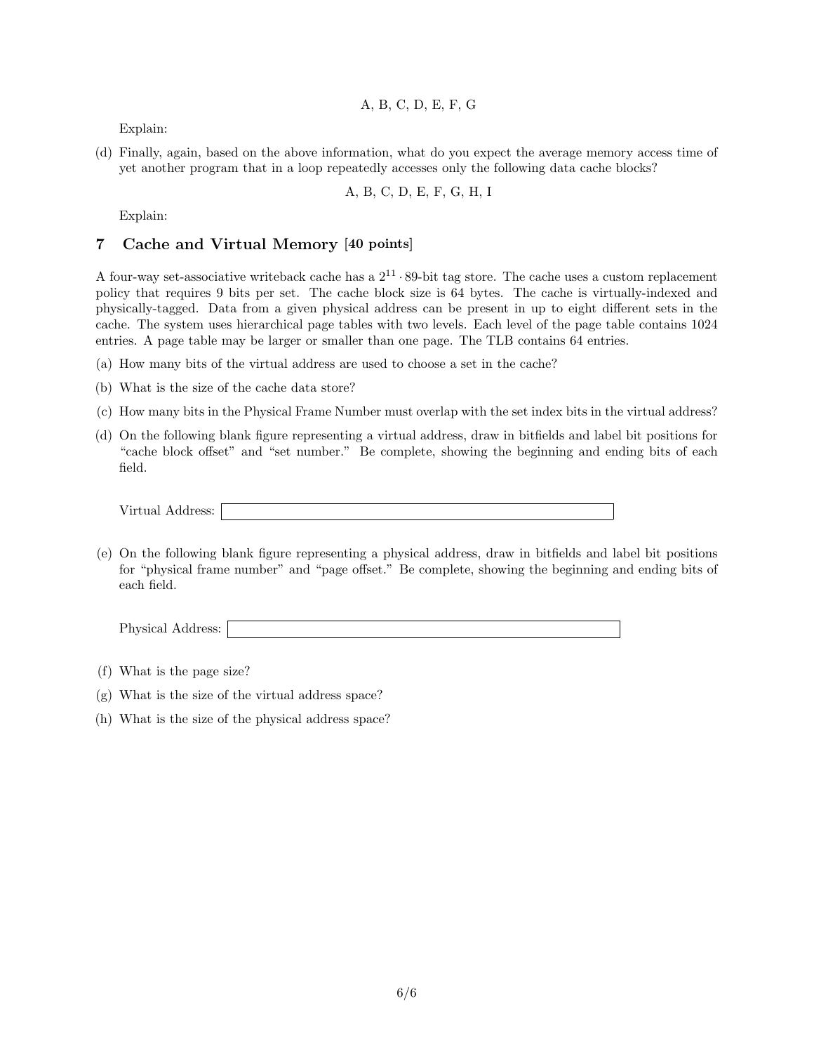A, B, C, D, E, F, G

Explain:

(d) Finally, again, based on the above information, what do you expect the average memory access time of yet another program that in a loop repeatedly accesses only the following data cache blocks?

A, B, C, D, E, F, G, H, I

Explain:

## 7 Cache and Virtual Memory [40 points]

A four-way set-associative writeback cache has a $2^{11} \cdot 89$-bit tag store. The cache uses a custom replacement policy that requires 9 bits per set. The cache block size is 64 bytes. The cache is virtually-indexed and physically-tagged. Data from a given physical address can be present in up to eight different sets in the cache. The system uses hierarchical page tables with two levels. Each level of the page table contains 1024 entries. A page table may be larger or smaller than one page. The TLB contains 64 entries.

(a) How many bits of the virtual address are used to choose a set in the cache?

(b) What is the size of the cache data store?

(c) How many bits in the Physical Frame Number must overlap with the set index bits in the virtual address?

(d) On the following blank figure representing a virtual address, draw in bitfields and label bit positions for "cache block offset" and "set number." Be complete, showing the beginning and ending bits of each field.

Virtual Address:

(e) On the following blank figure representing a physical address, draw in bitfields and label bit positions for "physical frame number" and "page offset." Be complete, showing the beginning and ending bits of each field.

Physical Address:

(f) What is the page size?

(g) What is the size of the virtual address space?

(h) What is the size of the physical address space?